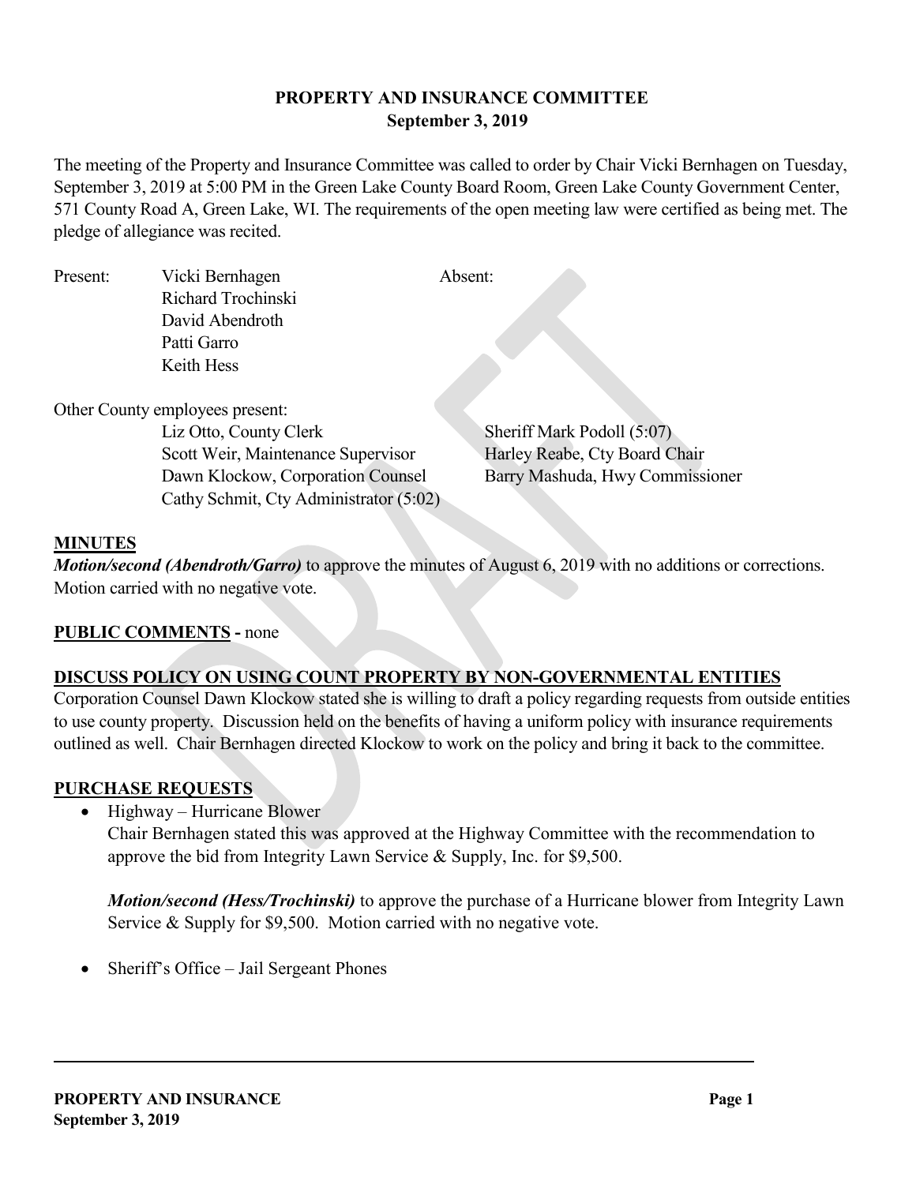# PROPERTY AND INSURANCE COMMITTEE
**September 3, 2019**

The meeting of the Property and Insurance Committee was called to order by Chair Vicki Bernhagen on Tuesday, September 3, 2019 at 5:00 PM in the Green Lake County Board Room, Green Lake County Government Center, 571 County Road A, Green Lake, WI. The requirements of the open meeting law were certified as being met. The pledge of allegiance was recited.

Present: Vicki Bernhagen
Richard Trochinski
David Abendroth
Patti Garro
Keith Hess

Absent:

Other County employees present:

Liz Otto, County Clerk
Scott Weir, Maintenance Supervisor
Dawn Klockow, Corporation Counsel
Cathy Schmit, Cty Administrator (5:02)
Sheriff Mark Podoll (5:07)
Harley Reabe, Cty Board Chair
Barry Mashuda, Hwy Commissioner

## MINUTES

***Motion/second (Abendroth/Garro)*** to approve the minutes of August 6, 2019 with no additions or corrections. Motion carried with no negative vote.

## PUBLIC COMMENTS - none

## DISCUSS POLICY ON USING COUNT PROPERTY BY NON-GOVERNMENTAL ENTITIES

Corporation Counsel Dawn Klockow stated she is willing to draft a policy regarding requests from outside entities to use county property. Discussion held on the benefits of having a uniform policy with insurance requirements outlined as well. Chair Bernhagen directed Klockow to work on the policy and bring it back to the committee.

## PURCHASE REQUESTS

- Highway – Hurricane Blower

  Chair Bernhagen stated this was approved at the Highway Committee with the recommendation to approve the bid from Integrity Lawn Service & Supply, Inc. for $9,500.

  ***Motion/second (Hess/Trochinski)*** to approve the purchase of a Hurricane blower from Integrity Lawn Service & Supply for $9,500. Motion carried with no negative vote.

- Sheriff's Office – Jail Sergeant Phones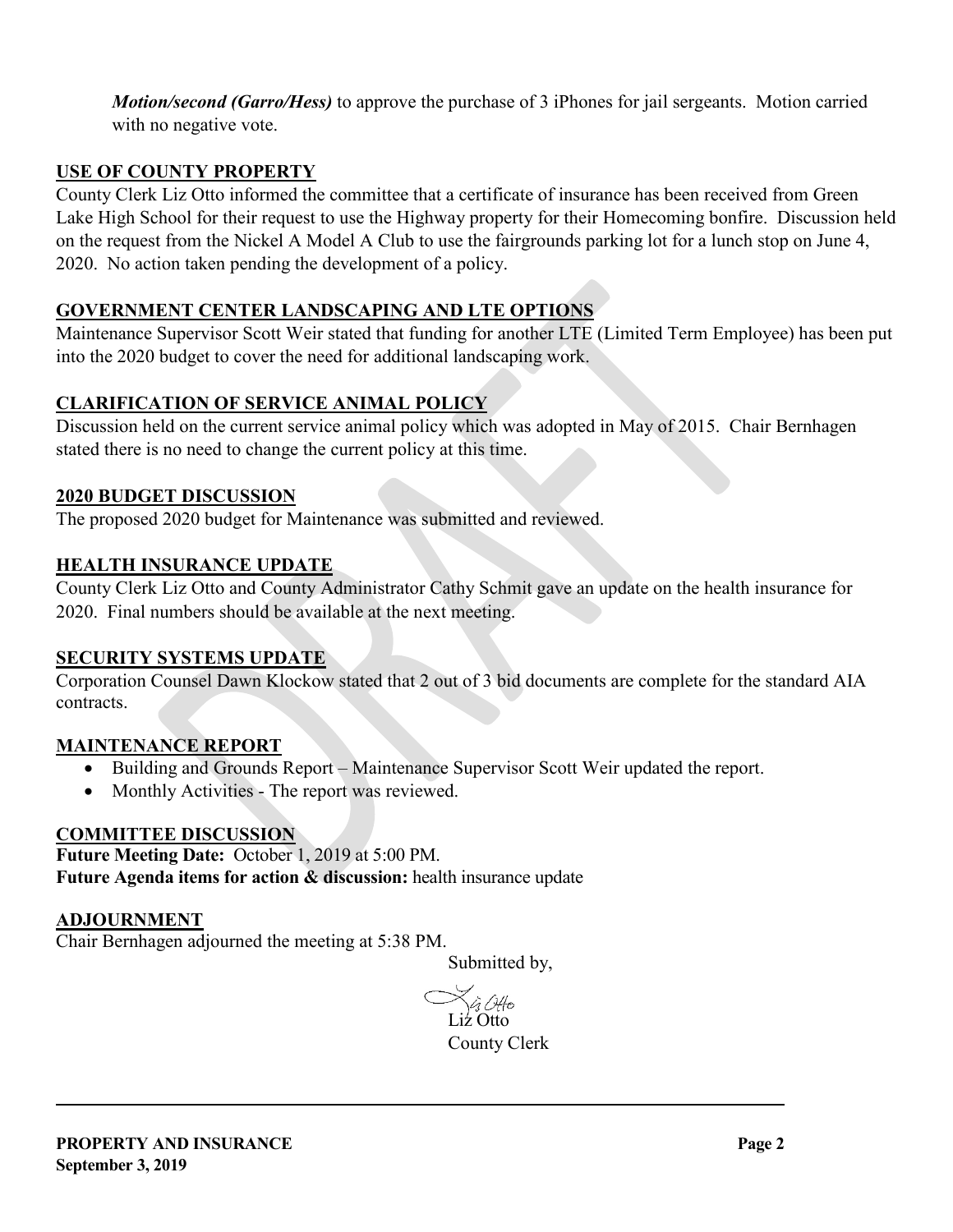***Motion/second (Garro/Hess)*** to approve the purchase of 3 iPhones for jail sergeants. Motion carried with no negative vote.

## USE OF COUNTY PROPERTY

County Clerk Liz Otto informed the committee that a certificate of insurance has been received from Green Lake High School for their request to use the Highway property for their Homecoming bonfire. Discussion held on the request from the Nickel A Model A Club to use the fairgrounds parking lot for a lunch stop on June 4, 2020. No action taken pending the development of a policy.

## GOVERNMENT CENTER LANDSCAPING AND LTE OPTIONS

Maintenance Supervisor Scott Weir stated that funding for another LTE (Limited Term Employee) has been put into the 2020 budget to cover the need for additional landscaping work.

## CLARIFICATION OF SERVICE ANIMAL POLICY

Discussion held on the current service animal policy which was adopted in May of 2015. Chair Bernhagen stated there is no need to change the current policy at this time.

## 2020 BUDGET DISCUSSION

The proposed 2020 budget for Maintenance was submitted and reviewed.

## HEALTH INSURANCE UPDATE

County Clerk Liz Otto and County Administrator Cathy Schmit gave an update on the health insurance for 2020. Final numbers should be available at the next meeting.

## SECURITY SYSTEMS UPDATE

Corporation Counsel Dawn Klockow stated that 2 out of 3 bid documents are complete for the standard AIA contracts.

## MAINTENANCE REPORT

- Building and Grounds Report – Maintenance Supervisor Scott Weir updated the report.
- Monthly Activities - The report was reviewed.

## COMMITTEE DISCUSSION

**Future Meeting Date:** October 1, 2019 at 5:00 PM.
**Future Agenda items for action & discussion:** health insurance update

## ADJOURNMENT

Chair Bernhagen adjourned the meeting at 5:38 PM.

Submitted by,

Liz Otto
County Clerk